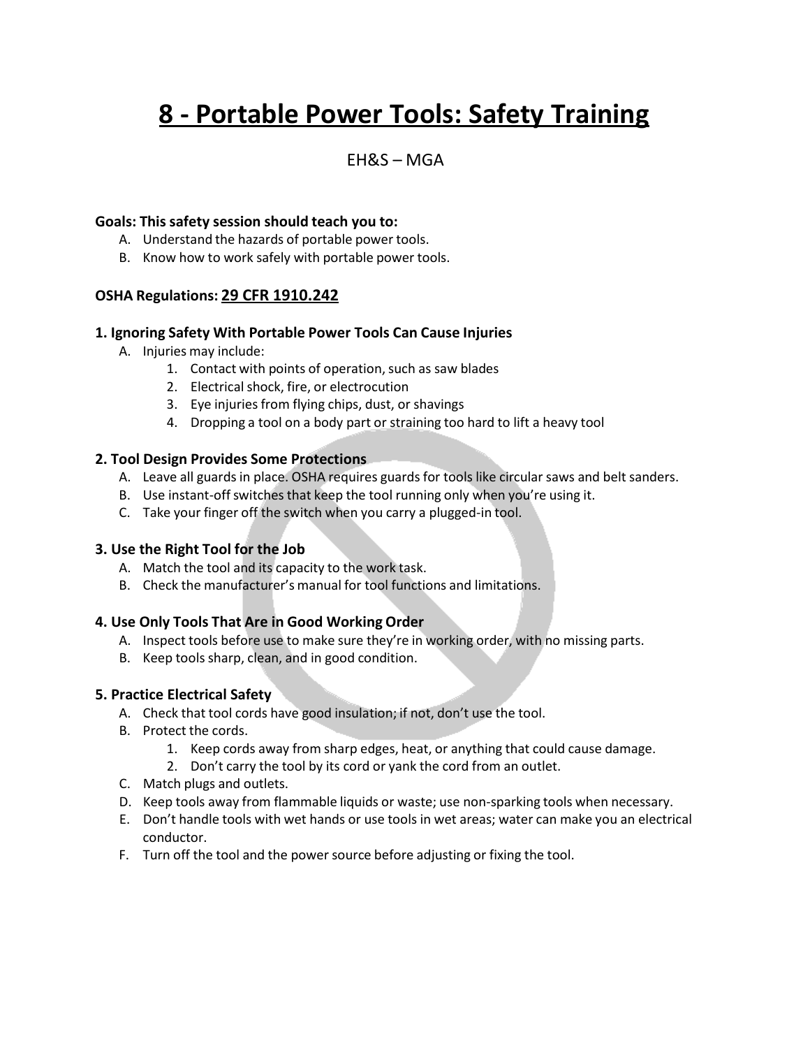# 8 - Portable Power Tools: Safety Training

EH&S – MGA

**Goals: This safety session should teach you to:**

A. Understand the hazards of portable power tools.
B. Know how to work safely with portable power tools.

**OSHA Regulations: 29 CFR 1910.242**

### 1. Ignoring Safety With Portable Power Tools Can Cause Injuries

A. Injuries may include:
   1. Contact with points of operation, such as saw blades
   2. Electrical shock, fire, or electrocution
   3. Eye injuries from flying chips, dust, or shavings
   4. Dropping a tool on a body part or straining too hard to lift a heavy tool

### 2. Tool Design Provides Some Protections

A. Leave all guards in place. OSHA requires guards for tools like circular saws and belt sanders.
B. Use instant-off switches that keep the tool running only when you're using it.
C. Take your finger off the switch when you carry a plugged-in tool.

### 3. Use the Right Tool for the Job

A. Match the tool and its capacity to the work task.
B. Check the manufacturer's manual for tool functions and limitations.

### 4. Use Only Tools That Are in Good Working Order

A. Inspect tools before use to make sure they're in working order, with no missing parts.
B. Keep tools sharp, clean, and in good condition.

### 5. Practice Electrical Safety

A. Check that tool cords have good insulation; if not, don't use the tool.
B. Protect the cords.
   1. Keep cords away from sharp edges, heat, or anything that could cause damage.
   2. Don't carry the tool by its cord or yank the cord from an outlet.
C. Match plugs and outlets.
D. Keep tools away from flammable liquids or waste; use non-sparking tools when necessary.
E. Don't handle tools with wet hands or use tools in wet areas; water can make you an electrical conductor.
F. Turn off the tool and the power source before adjusting or fixing the tool.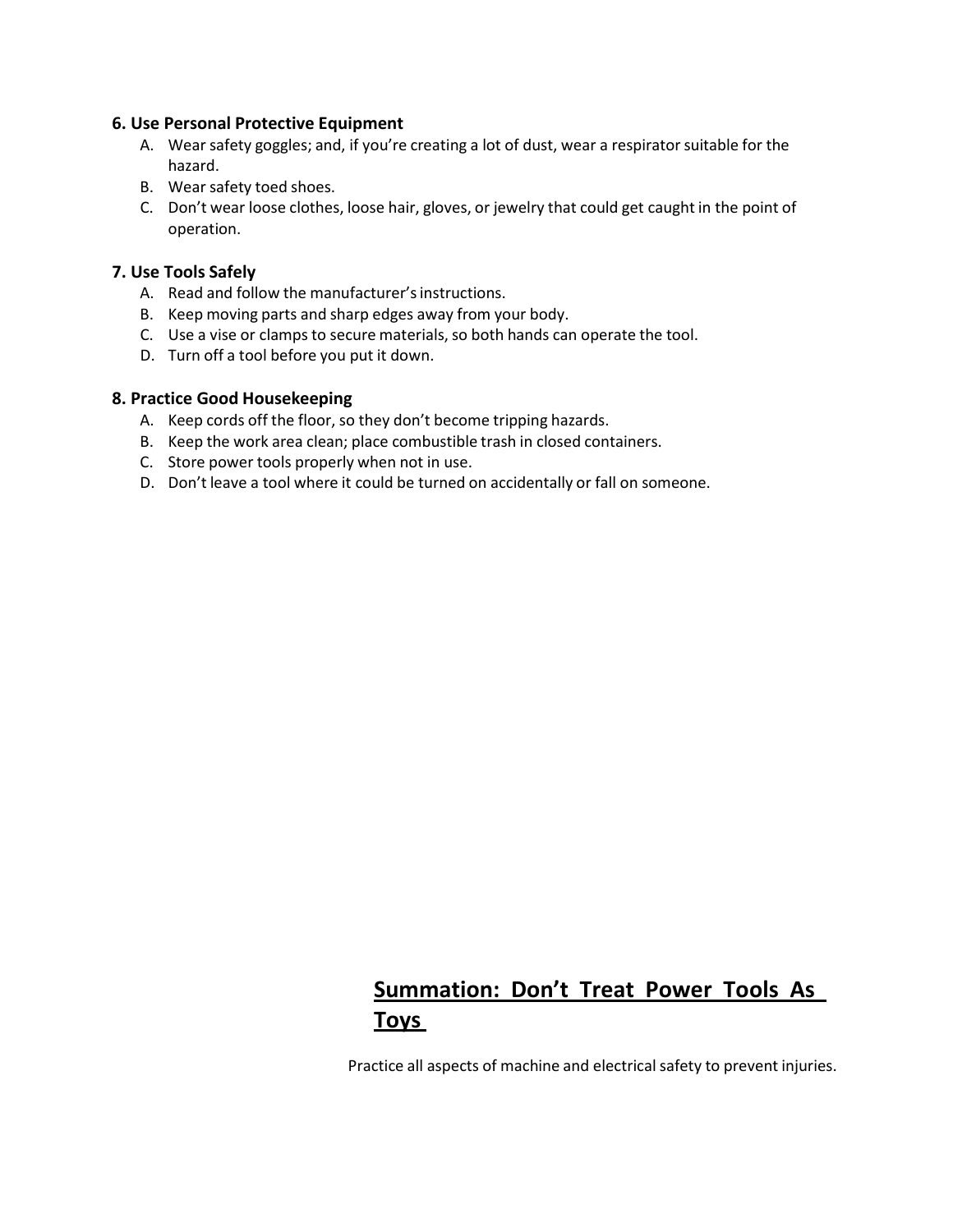### 6. Use Personal Protective Equipment

A. Wear safety goggles; and, if you're creating a lot of dust, wear a respirator suitable for the hazard.
B. Wear safety toed shoes.
C. Don't wear loose clothes, loose hair, gloves, or jewelry that could get caught in the point of operation.

### 7. Use Tools Safely

A. Read and follow the manufacturer's instructions.
B. Keep moving parts and sharp edges away from your body.
C. Use a vise or clamps to secure materials, so both hands can operate the tool.
D. Turn off a tool before you put it down.

### 8. Practice Good Housekeeping

A. Keep cords off the floor, so they don't become tripping hazards.
B. Keep the work area clean; place combustible trash in closed containers.
C. Store power tools properly when not in use.
D. Don't leave a tool where it could be turned on accidentally or fall on someone.

## Summation: Don't Treat Power Tools As Toys

Practice all aspects of machine and electrical safety to prevent injuries.